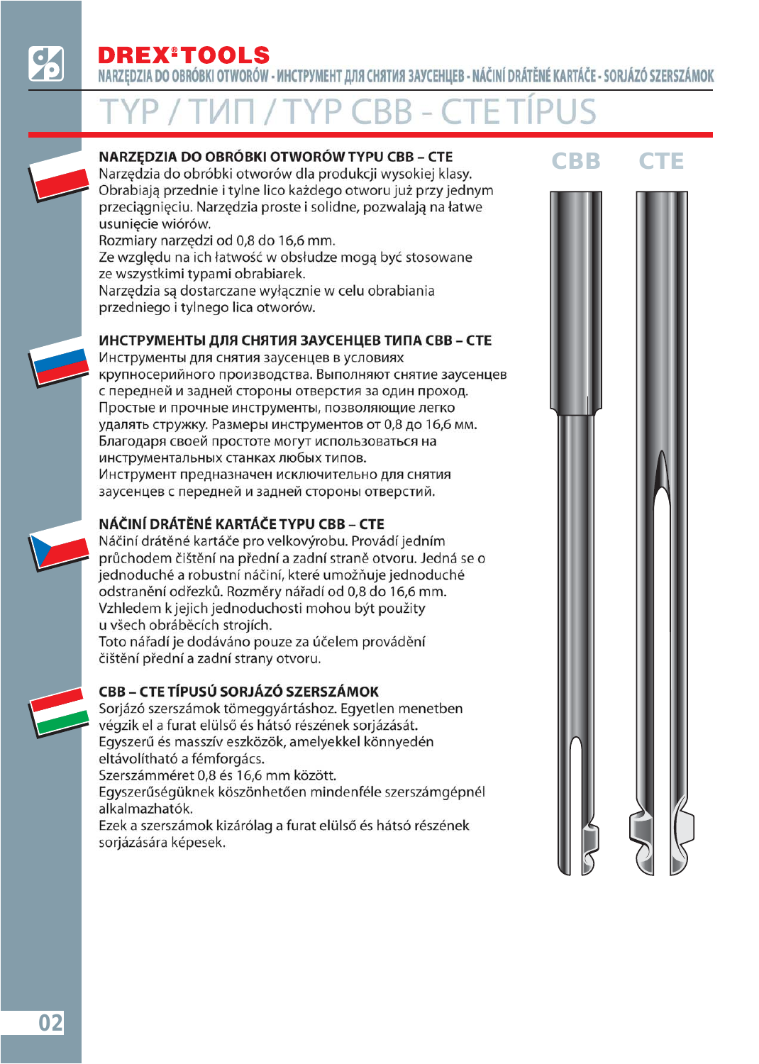# DREX®TOOLS

NARZĘDZIA DO OBRÓBKI OTWORÓW - ИНСТРУМЕНТ ДЛЯ СНЯТИЯ ЗАУСЕНЦЕВ - NÁČINÍ DRÁTĚNÉ KARTÁČE - SORJÁZÓ SZERSZÁMOK

# TYP / ТИП / TYP CBB - CTE TÍPUS

## NARZĘDZIA DO OBRÓBKI OTWORÓW TYPU CBB – CTE

Narzędzia do obróbki otworów dla produkcji wysokiej klasy.
Obrabiają przednie i tylne lico każdego otworu już przy jednym przeciągnięciu. Narzędzia proste i solidne, pozwalają na łatwe usunięcie wiórów.
Rozmiary narzędzi od 0,8 do 16,6 mm.
Ze względu na ich łatwość w obsłudze mogą być stosowane ze wszystkimi typami obrabiarek.
Narzędzia są dostarczane wyłącznie w celu obrabiania przedniego i tylnego lica otworów.

## ИНСТРУМЕНТЫ ДЛЯ СНЯТИЯ ЗАУСЕНЦЕВ ТИПА CBB – CTE

Инструменты для снятия заусенцев в условиях крупносерийного производства. Выполняют снятие заусенцев с передней и задней стороны отверстия за один проход.
Простые и прочные инструменты, позволяющие легко удалять стружку. Размеры инструментов от 0,8 до 16,6 мм.
Благодаря своей простоте могут использоваться на инструментальных станках любых типов.
Инструмент предназначен исключительно для снятия заусенцев с передней и задней стороны отверстий.

## NÁČINÍ DRÁTĚNÉ KARTÁČE TYPU CBB – CTE

Náčiní drátěné kartáče pro velkovýrobu. Provádí jedním průchodem čištění na přední a zadní straně otvoru. Jedná se o jednoduché a robustní náčiní, které umožňuje jednoduché odstranění odřezků. Rozměry nářadí od 0,8 do 16,6 mm.
Vzhledem k jejich jednoduchosti mohou být použity u všech obráběcích strojích.
Toto nářadí je dodáváno pouze za účelem provádění čištění přední a zadní strany otvoru.

## CBB – CTE TÍPUSÚ SORJÁZÓ SZERSZÁMOK

Sorjázó szerszámok tömeggyártáshoz. Egyetlen menetben végzik el a furat elülső és hátsó részének sorjázását.
Egyszerű és masszív eszközök, amelyekkel könnyedén eltávolítható a fémforgács.
Szerszámméret 0,8 és 16,6 mm között.
Egyszerűségüknek köszönhetően mindenféle szerszámgépnél alkalmazhatók.
Ezek a szerszámok kizárólag a furat elülső és hátsó részének sorjázására képesek.

CBB CTE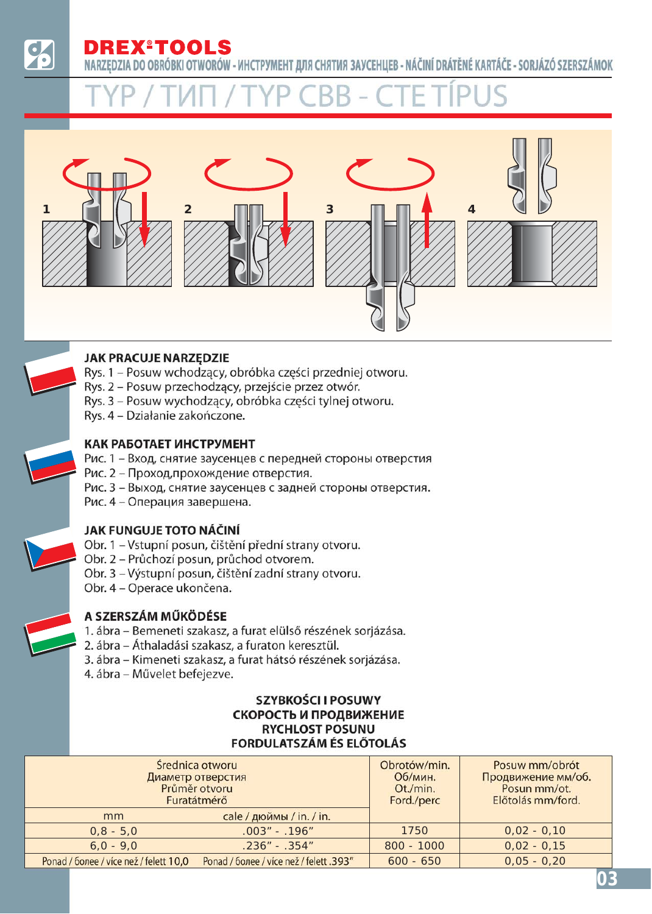# DREX®TOOLS

NARZĘDZIA DO OBRÓBKI OTWORÓW - ИНСТРУМЕНТ ДЛЯ СНЯТИЯ ЗАУСЕНЦЕВ - NÁČINÍ DRÁTĚNÉ KARTÁČE - SORJÁZÓ SZERSZÁMOK

## TYP / ТИП / TYP CBB - CTE TÍPUS

1 2 3 4

### JAK PRACUJE NARZĘDZIE

Rys. 1 – Posuw wchodzący, obróbka części przedniej otworu.
Rys. 2 – Posuw przechodzący, przejście przez otwór.
Rys. 3 – Posuw wychodzący, obróbka części tylnej otworu.
Rys. 4 – Działanie zakończone.

### КАК РАБОТАЕТ ИНСТРУМЕНТ

Рис. 1 – Вход, снятие заусенцев с передней стороны отверстия
Рис. 2 – Проход,прохождение отверстия.
Рис. 3 – Выход, снятие заусенцев с задней стороны отверстия.
Рис. 4 – Операция завершена.

### JAK FUNGUJE TOTO NÁČINÍ

Obr. 1 – Vstupní posun, čištění přední strany otvoru.
Obr. 2 – Průchozí posun, průchod otvorem.
Obr. 3 – Výstupní posun, čištění zadní strany otvoru.
Obr. 4 – Operace ukončena.

### A SZERSZÁM MŰKÖDÉSE

1. ábra – Bemeneti szakasz, a furat elülső részének sorjázása.
2. ábra – Áthaladási szakasz, a furaton keresztül.
3. ábra – Kimeneti szakasz, a furat hátsó részének sorjázása.
4. ábra – Művelet befejezve.

**SZYBKOŚCI I POSUWY**
**СКОРОСТЬ И ПРОДВИЖЕНИЕ**
**RYCHLOST POSUNU**
**FORDULATSZÁM ÉS ELŐTOLÁS**

| Średnica otworu<br>Диаметр отверстия<br>Průměr otvoru<br>Furatátmérő | | Obrotów/min.<br>Об/мин.<br>Ot./min.<br>Ford./perc | Posuw mm/obrót<br>Продвижение мм/об.<br>Posun mm/ot.<br>Előtolás mm/ford. |
|---|---|---|---|
| mm | cale / дюймы / in. / in. | | |
| 0,8 - 5,0 | .003" - .196" | 1750 | 0,02 - 0,10 |
| 6,0 - 9,0 | .236" - .354" | 800 - 1000 | 0,02 - 0,15 |
| Ponad / более / více než / felett 10,0 | Ponad / более / více než / felett .393" | 600 - 650 | 0,05 - 0,20 |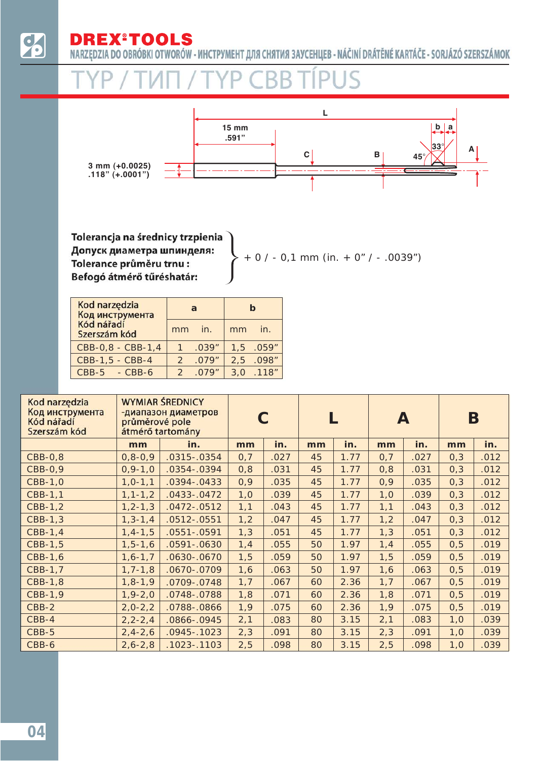# DREX®TOOLS

NARZĘDZIA DO OBRÓBKI OTWORÓW - ИНСТРУМЕНТ ДЛЯ СНЯТИЯ ЗАУСЕНЦЕВ - NÁČINÍ DRÁTĚNÉ KARTÁČE - SORJÁZÓ SZERSZÁMOK

## TYP / ТИП / TYP CBB TÍPUS

L

15 mm
.591"

b | a

33°

45°

A

C

B

3 mm (+0.0025)
.118" (+.0001")

**Tolerancja na średnicy trzpienia**
**Допуск диаметра шпинделя:**
**Tolerance průměru trnu :**
**Befogó átmérő tűréshatár:**

+ 0 / - 0,1 mm (in. + 0" / - .0039")

| Kod narzędzia<br>Код инструмента<br>Kód nářadí<br>Szerszám kód | a | | b | |
|---|---|---|---|---|
| | mm | in. | mm | in. |
| CBB-0,8 - CBB-1,4 | 1 | .039" | 1,5 | .059" |
| CBB-1,5 - CBB-4 | 2 | .079" | 2,5 | .098" |
| CBB-5 - CBB-6 | 2 | .079" | 3,0 | .118" |

| Kod narzędzia<br>Код инструмента<br>Kód nářadí<br>Szerszám kód | WYMIAR ŚREDNICY<br>-диапазон диаметров<br>průměrové pole<br>átmérő tartomány | | C | | L | | A | | B | |
|---|---|---|---|---|---|---|---|---|---|---|
| | mm | in. | mm | in. | mm | in. | mm | in. | mm | in. |
| CBB-0,8 | 0,8-0,9 | .0315-.0354 | 0,7 | .027 | 45 | 1.77 | 0,7 | .027 | 0,3 | .012 |
| CBB-0,9 | 0,9-1,0 | .0354-.0394 | 0,8 | .031 | 45 | 1.77 | 0,8 | .031 | 0,3 | .012 |
| CBB-1,0 | 1,0-1,1 | .0394-.0433 | 0,9 | .035 | 45 | 1.77 | 0,9 | .035 | 0,3 | .012 |
| CBB-1,1 | 1,1-1,2 | .0433-.0472 | 1,0 | .039 | 45 | 1.77 | 1,0 | .039 | 0,3 | .012 |
| CBB-1,2 | 1,2-1,3 | .0472-.0512 | 1,1 | .043 | 45 | 1.77 | 1,1 | .043 | 0,3 | .012 |
| CBB-1,3 | 1,3-1,4 | .0512-.0551 | 1,2 | .047 | 45 | 1.77 | 1,2 | .047 | 0,3 | .012 |
| CBB-1,4 | 1,4-1,5 | .0551-.0591 | 1,3 | .051 | 45 | 1.77 | 1,3 | .051 | 0,3 | .012 |
| CBB-1,5 | 1,5-1,6 | .0591-.0630 | 1,4 | .055 | 50 | 1.97 | 1,4 | .055 | 0,5 | .019 |
| CBB-1,6 | 1,6-1,7 | .0630-.0670 | 1,5 | .059 | 50 | 1.97 | 1,5 | .059 | 0,5 | .019 |
| CBB-1,7 | 1,7-1,8 | .0670-.0709 | 1,6 | .063 | 50 | 1.97 | 1,6 | .063 | 0,5 | .019 |
| CBB-1,8 | 1,8-1,9 | .0709-.0748 | 1,7 | .067 | 60 | 2.36 | 1,7 | .067 | 0,5 | .019 |
| CBB-1,9 | 1,9-2,0 | .0748-.0788 | 1,8 | .071 | 60 | 2.36 | 1,8 | .071 | 0,5 | .019 |
| CBB-2 | 2,0-2,2 | .0788-.0866 | 1,9 | .075 | 60 | 2.36 | 1,9 | .075 | 0,5 | .019 |
| CBB-4 | 2,2-2,4 | .0866-.0945 | 2,1 | .083 | 80 | 3.15 | 2,1 | .083 | 1,0 | .039 |
| CBB-5 | 2,4-2,6 | .0945-.1023 | 2,3 | .091 | 80 | 3.15 | 2,3 | .091 | 1,0 | .039 |
| CBB-6 | 2,6-2,8 | .1023-.1103 | 2,5 | .098 | 80 | 3.15 | 2,5 | .098 | 1,0 | .039 |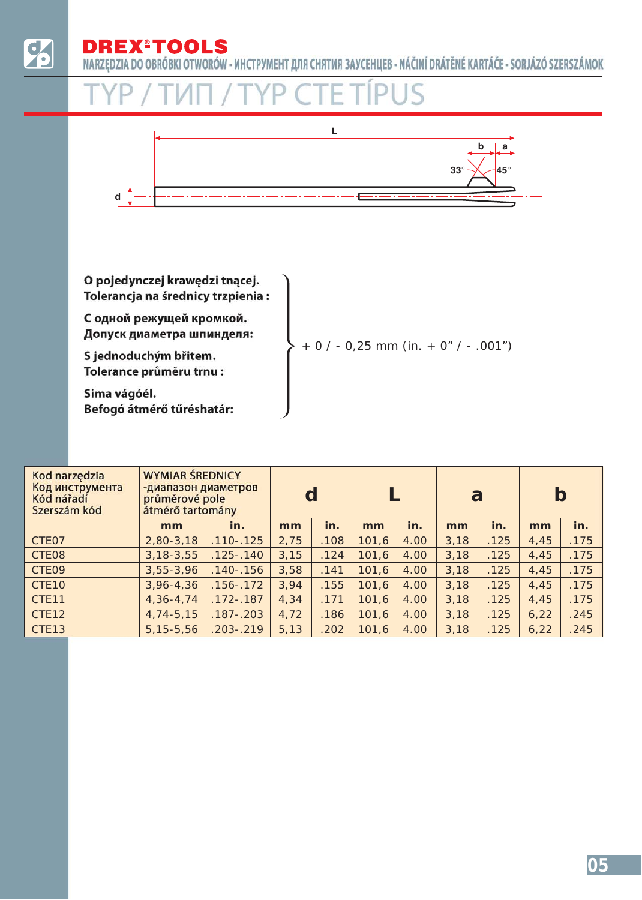# DREX®TOOLS

NARZĘDZIA DO OBRÓBKI OTWORÓW - ИНСТРУМЕНТ ДЛЯ СНЯТИЯ ЗАУСЕНЦЕВ - NÁČINÍ DRÁTĚNÉ KARTÁČE - SORJÁZÓ SZERSZÁMOK

## TYP / ТИП / TYP CTE TÍPUS

L, b, a, d, 33°, 45°

**O pojedynczej krawędzi tnącej.**
**Tolerancja na średnicy trzpienia :**

**С одной режущей кромкой.**
**Допуск диаметра шпинделя:**

**S jednoduchým břitem.**
**Tolerance průměru trnu :**

**Sima vágóél.**
**Befogó átmérő tűréshatár:**

+ 0 / - 0,25 mm (in. + 0” / - .001”)

| Kod narzędzia Код инструмента Kód nářadí Szerszám kód | WYMIAR ŚREDNICY -диапазон диаметров průměrové pole átmérő tartomány | | d | | L | | a | | b | |
|---|---|---|---|---|---|---|---|---|---|---|
| | mm | in. | mm | in. | mm | in. | mm | in. | mm | in. |
| CTE07 | 2,80-3,18 | .110-.125 | 2,75 | .108 | 101,6 | 4.00 | 3,18 | .125 | 4,45 | .175 |
| CTE08 | 3,18-3,55 | .125-.140 | 3,15 | .124 | 101,6 | 4.00 | 3,18 | .125 | 4,45 | .175 |
| CTE09 | 3,55-3,96 | .140-.156 | 3,58 | .141 | 101,6 | 4.00 | 3,18 | .125 | 4,45 | .175 |
| CTE10 | 3,96-4,36 | .156-.172 | 3,94 | .155 | 101,6 | 4.00 | 3,18 | .125 | 4,45 | .175 |
| CTE11 | 4,36-4,74 | .172-.187 | 4,34 | .171 | 101,6 | 4.00 | 3,18 | .125 | 4,45 | .175 |
| CTE12 | 4,74-5,15 | .187-.203 | 4,72 | .186 | 101,6 | 4.00 | 3,18 | .125 | 6,22 | .245 |
| CTE13 | 5,15-5,56 | .203-.219 | 5,13 | .202 | 101,6 | 4.00 | 3,18 | .125 | 6,22 | .245 |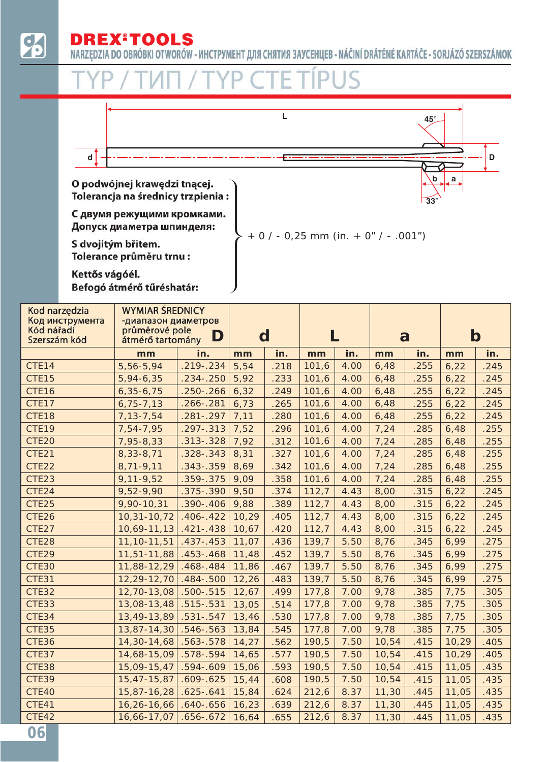**DREX®TOOLS**

NARZĘDZIA DO OBRÓBKI OTWORÓW - ИНСТРУМЕНТ ДЛЯ СНЯТИЯ ЗАУСЕНЦЕВ - NÁČINÍ DRÁTĚNÉ KARTÁČE - SORJÁZÓ SZERSZÁMOK

# TYP / ТИП / TYP CTE TÍPUS

**O podwójnej krawędzi tnącej.**
**Tolerancja na średnicy trzpienia :**

**С двумя режущими кромками.**
**Допуск диаметра шпинделя:**

**S dvojitým břitem.**
**Tolerance průměru trnu :**

**Kettős vágóél.**
**Befogó átmérő tűréshatár:**

+ 0 / - 0,25 mm (in. + 0" / - .001")

| Kod narzędzia / Код инструмента / Kód nářadí / Szerszám kód | WYMIAR ŚREDNICY -диапазон диаметров průměrové pole átmérő tartomány **D** | | **d** | | **L** | | **a** | | **b** | |
|---|---|---|---|---|---|---|---|---|---|---|
| | mm | in. | mm | in. | mm | in. | mm | in. | mm | in. |
| CTE14 | 5,56-5,94 | .219-.234 | 5,54 | .218 | 101,6 | 4.00 | 6,48 | .255 | 6,22 | .245 |
| CTE15 | 5,94-6,35 | .234-.250 | 5,92 | .233 | 101,6 | 4.00 | 6,48 | .255 | 6,22 | .245 |
| CTE16 | 6,35-6,75 | .250-.266 | 6,32 | .249 | 101,6 | 4.00 | 6,48 | .255 | 6,22 | .245 |
| CTE17 | 6,75-7,13 | .266-.281 | 6,73 | .265 | 101,6 | 4.00 | 6,48 | .255 | 6,22 | .245 |
| CTE18 | 7,13-7,54 | .281-.297 | 7,11 | .280 | 101,6 | 4.00 | 6,48 | .255 | 6,22 | .245 |
| CTE19 | 7,54-7,95 | .297-.313 | 7,52 | .296 | 101,6 | 4.00 | 7,24 | .285 | 6,48 | .255 |
| CTE20 | 7,95-8,33 | .313-.328 | 7,92 | .312 | 101,6 | 4.00 | 7,24 | .285 | 6,48 | .255 |
| CTE21 | 8,33-8,71 | .328-.343 | 8,31 | .327 | 101,6 | 4.00 | 7,24 | .285 | 6,48 | .255 |
| CTE22 | 8,71-9,11 | .343-.359 | 8,69 | .342 | 101,6 | 4.00 | 7,24 | .285 | 6,48 | .255 |
| CTE23 | 9,11-9,52 | .359-.375 | 9,09 | .358 | 101,6 | 4.00 | 7,24 | .285 | 6,48 | .255 |
| CTE24 | 9,52-9,90 | .375-.390 | 9,50 | .374 | 112,7 | 4.43 | 8,00 | .315 | 6,22 | .245 |
| CTE25 | 9,90-10,31 | .390-.406 | 9,88 | .389 | 112,7 | 4.43 | 8,00 | .315 | 6,22 | .245 |
| CTE26 | 10,31-10,72 | .406-.422 | 10,29 | .405 | 112,7 | 4.43 | 8,00 | .315 | 6,22 | .245 |
| CTE27 | 10,69-11,13 | .421-.438 | 10,67 | .420 | 112,7 | 4.43 | 8,00 | .315 | 6,22 | .245 |
| CTE28 | 11,10-11,51 | .437-.453 | 11,07 | .436 | 139,7 | 5.50 | 8,76 | .345 | 6,99 | .275 |
| CTE29 | 11,51-11,88 | .453-.468 | 11,48 | .452 | 139,7 | 5.50 | 8,76 | .345 | 6,99 | .275 |
| CTE30 | 11,88-12,29 | .468-.484 | 11,86 | .467 | 139,7 | 5.50 | 8,76 | .345 | 6,99 | .275 |
| CTE31 | 12,29-12,70 | .484-.500 | 12,26 | .483 | 139,7 | 5.50 | 8,76 | .345 | 6,99 | .275 |
| CTE32 | 12,70-13,08 | .500-.515 | 12,67 | .499 | 177,8 | 7.00 | 9,78 | .385 | 7,75 | .305 |
| CTE33 | 13,08-13,48 | .515-.531 | 13,05 | .514 | 177,8 | 7.00 | 9,78 | .385 | 7,75 | .305 |
| CTE34 | 13,49-13,89 | .531-.547 | 13,46 | .530 | 177,8 | 7.00 | 9,78 | .385 | 7,75 | .305 |
| CTE35 | 13,87-14,30 | .546-.563 | 13,84 | .545 | 177,8 | 7.00 | 9,78 | .385 | 7,75 | .305 |
| CTE36 | 14,30-14,68 | .563-.578 | 14,27 | .562 | 190,5 | 7.50 | 10,54 | .415 | 10,29 | .405 |
| CTE37 | 14,68-15,09 | .578-.594 | 14,65 | .577 | 190,5 | 7.50 | 10,54 | .415 | 10,29 | .405 |
| CTE38 | 15,09-15,47 | .594-.609 | 15,06 | .593 | 190,5 | 7.50 | 10,54 | .415 | 11,05 | .435 |
| CTE39 | 15,47-15,87 | .609-.625 | 15,44 | .608 | 190,5 | 7.50 | 10,54 | .415 | 11,05 | .435 |
| CTE40 | 15,87-16,28 | .625-.641 | 15,84 | .624 | 212,6 | 8.37 | 11,30 | .445 | 11,05 | .435 |
| CTE41 | 16,26-16,66 | .640-.656 | 16,23 | .639 | 212,6 | 8.37 | 11,30 | .445 | 11,05 | .435 |
| CTE42 | 16,66-17,07 | .656-.672 | 16,64 | .655 | 212,6 | 8.37 | 11,30 | .445 | 11,05 | .435 |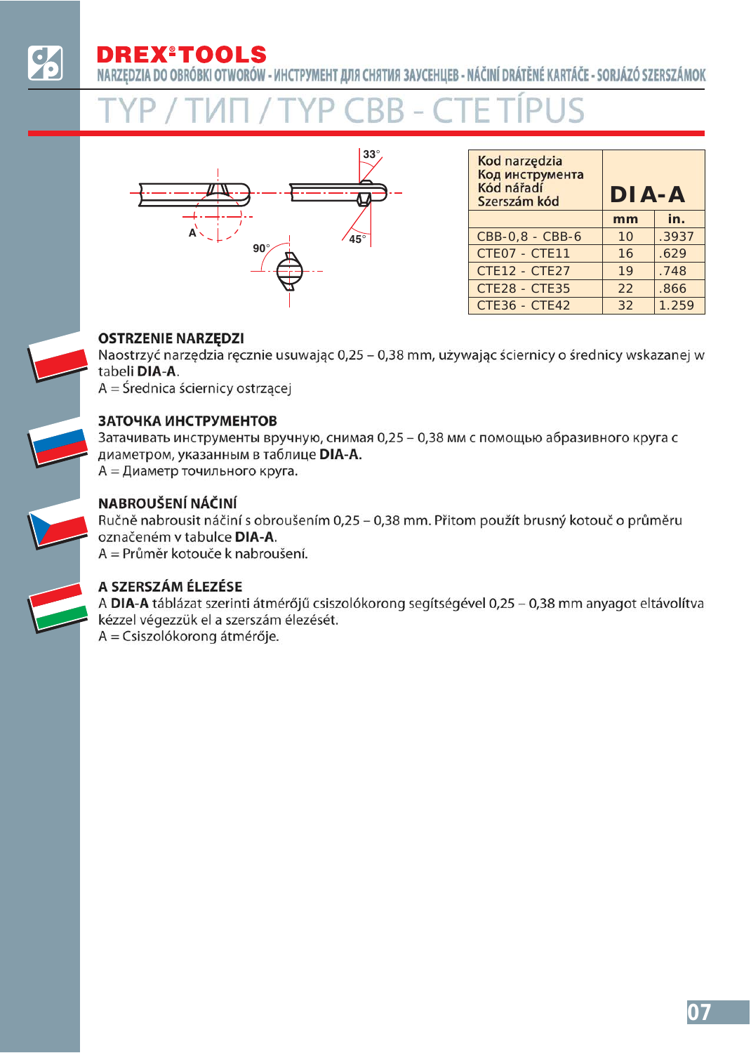# DREX®TOOLS

NARZĘDZIA DO OBRÓBKI OTWORÓW - ИНСТРУМЕНТ ДЛЯ СНЯТИЯ ЗАУСЕНЦЕВ - NÁČINÍ DRÁTĚNÉ KARTÁČE - SORJÁZÓ SZERSZÁMOK

## TYP / ТИП / TYP CBB - CTE TÍPUS

33°

A

45°

90°

| Kod narzędzia<br>Код инструмента<br>Kód nářadí<br>Szerszám kód | DIA-A | |
|---|---|---|
| | mm | in. |
| CBB-0,8 - CBB-6 | 10 | .3937 |
| CTE07 - CTE11 | 16 | .629 |
| CTE12 - CTE27 | 19 | .748 |
| CTE28 - CTE35 | 22 | .866 |
| CTE36 - CTE42 | 32 | 1.259 |

### OSTRZENIE NARZĘDZI

Naostrzyć narzędzia ręcznie usuwając 0,25 – 0,38 mm, używając ściernicy o średnicy wskazanej w tabeli **DIA-A**.

A = Średnica ściernicy ostrzącej

### ЗАТОЧКА ИНСТРУМЕНТОВ

Затачивать инструменты вручную, снимая 0,25 – 0,38 мм с помощью абразивного круга с диаметром, указанным в таблице **DIA-A**.

A = Диаметр точильного круга.

### NABROUŠENÍ NÁČINÍ

Ručně nabrousit náčiní s obroušením 0,25 – 0,38 mm. Přitom použít brusný kotouč o průměru označeném v tabulce **DIA-A**.

A = Průměr kotouče k nabroušení.

### A SZERSZÁM ÉLEZÉSE

A **DIA-A** táblázat szerinti átmérőjű csiszolókorong segítségével 0,25 – 0,38 mm anyagot eltávolítva kézzel végezzük el a szerszám élezését.

A = Csiszolókorong átmérője.